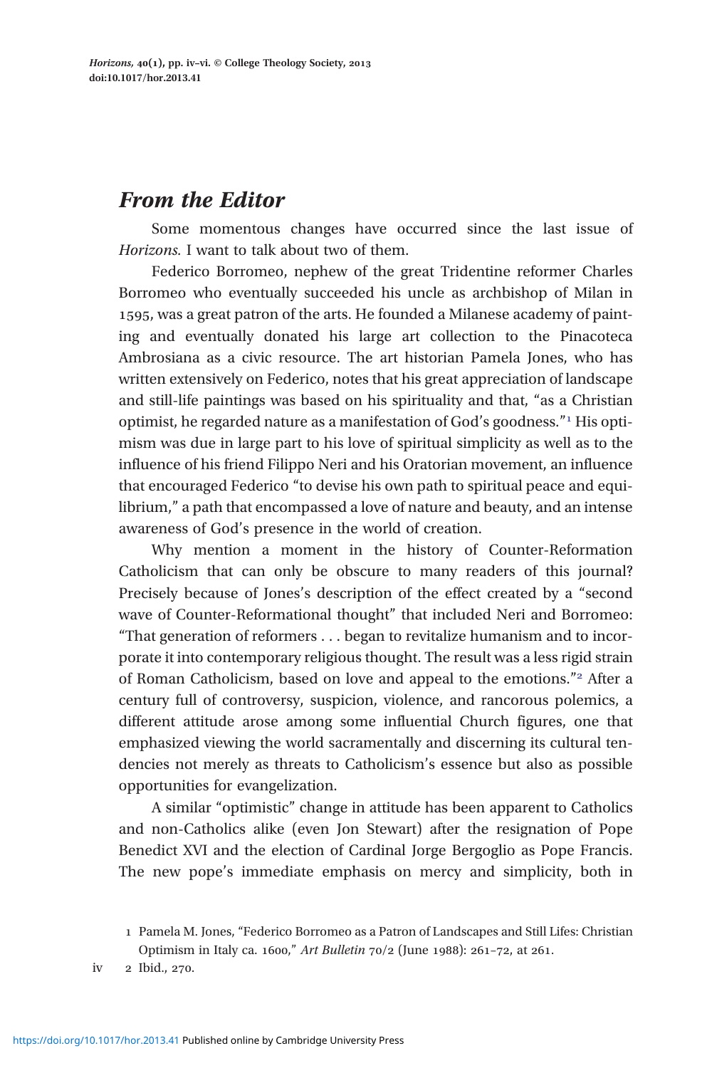## *From the Editor*

Some momentous changes have occurred since the last issue of *Horizons.* I want to talk about two of them.

Federico Borromeo, nephew of the great Tridentine reformer Charles Borromeo who eventually succeeded his uncle as archbishop of Milan in 1595, was a great patron of the arts. He founded a Milanese academy of painting and eventually donated his large art collection to the Pinacoteca Ambrosiana as a civic resource. The art historian Pamela Jones, who has written extensively on Federico, notes that his great appreciation of landscape and still-life paintings was based on his spirituality and that, "as a Christian optimist, he regarded nature as a manifestation of God's goodness."[1] His optimism was due in large part to his love of spiritual simplicity as well as to the influence of his friend Filippo Neri and his Oratorian movement, an influence that encouraged Federico "to devise his own path to spiritual peace and equilibrium," a path that encompassed a love of nature and beauty, and an intense awareness of God's presence in the world of creation.

Why mention a moment in the history of Counter-Reformation Catholicism that can only be obscure to many readers of this journal? Precisely because of Jones's description of the effect created by a "second wave of Counter-Reformational thought" that included Neri and Borromeo: "That generation of reformers . . . began to revitalize humanism and to incorporate it into contemporary religious thought. The result was a less rigid strain of Roman Catholicism, based on love and appeal to the emotions."[2] After a century full of controversy, suspicion, violence, and rancorous polemics, a different attitude arose among some influential Church figures, one that emphasized viewing the world sacramentally and discerning its cultural tendencies not merely as threats to Catholicism's essence but also as possible opportunities for evangelization.

A similar "optimistic" change in attitude has been apparent to Catholics and non-Catholics alike (even Jon Stewart) after the resignation of Pope Benedict XVI and the election of Cardinal Jorge Bergoglio as Pope Francis. The new pope's immediate emphasis on mercy and simplicity, both in

1 Pamela M. Jones, "Federico Borromeo as a Patron of Landscapes and Still Lifes: Christian Optimism in Italy ca. 1600," *Art Bulletin* 70/2 (June 1988): 261–72, at 261.

2 Ibid., 270.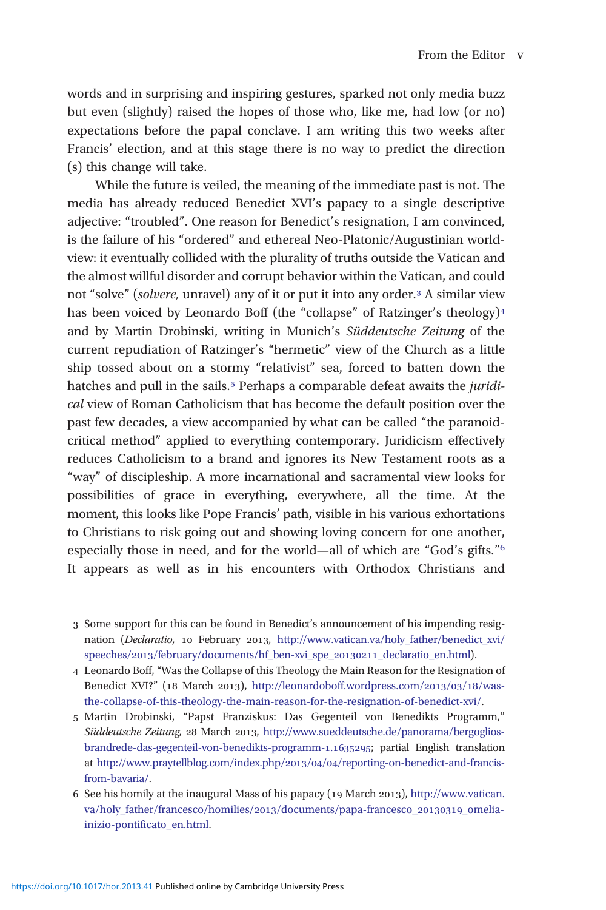words and in surprising and inspiring gestures, sparked not only media buzz but even (slightly) raised the hopes of those who, like me, had low (or no) expectations before the papal conclave. I am writing this two weeks after Francis' election, and at this stage there is no way to predict the direction (s) this change will take.

While the future is veiled, the meaning of the immediate past is not. The media has already reduced Benedict XVI's papacy to a single descriptive adjective: "troubled". One reason for Benedict's resignation, I am convinced, is the failure of his "ordered" and ethereal Neo-Platonic/Augustinian world-view: it eventually collided with the plurality of truths outside the Vatican and the almost willful disorder and corrupt behavior within the Vatican, and could not "solve" (*solvere,* unravel) any of it or put it into any order.[3] A similar view has been voiced by Leonardo Boff (the "collapse" of Ratzinger's theology)[4] and by Martin Drobinski, writing in Munich's *Süddeutsche Zeitung* of the current repudiation of Ratzinger's "hermetic" view of the Church as a little ship tossed about on a stormy "relativist" sea, forced to batten down the hatches and pull in the sails.[5] Perhaps a comparable defeat awaits the *juridical* view of Roman Catholicism that has become the default position over the past few decades, a view accompanied by what can be called "the paranoid-critical method" applied to everything contemporary. Juridicism effectively reduces Catholicism to a brand and ignores its New Testament roots as a "way" of discipleship. A more incarnational and sacramental view looks for possibilities of grace in everything, everywhere, all the time. At the moment, this looks like Pope Francis' path, visible in his various exhortations to Christians to risk going out and showing loving concern for one another, especially those in need, and for the world—all of which are "God's gifts."[6] It appears as well as in his encounters with Orthodox Christians and

3 Some support for this can be found in Benedict's announcement of his impending resignation (*Declaratio,* 10 February 2013, http://www.vatican.va/holy_father/benedict_xvi/speeches/2013/february/documents/hf_ben-xvi_spe_20130211_declaratio_en.html).

4 Leonardo Boff, "Was the Collapse of this Theology the Main Reason for the Resignation of Benedict XVI?" (18 March 2013), http://leonardoboff.wordpress.com/2013/03/18/was-the-collapse-of-this-theology-the-main-reason-for-the-resignation-of-benedict-xvi/.

5 Martin Drobinski, "Papst Franziskus: Das Gegenteil von Benedikts Programm," *Süddeutsche Zeitung,* 28 March 2013, http://www.sueddeutsche.de/panorama/bergoglios-brandrede-das-gegenteil-von-benedikts-programm-1.1635295; partial English translation at http://www.praytellblog.com/index.php/2013/04/04/reporting-on-benedict-and-francis-from-bavaria/.

6 See his homily at the inaugural Mass of his papacy (19 March 2013), http://www.vatican.va/holy_father/francesco/homilies/2013/documents/papa-francesco_20130319_omelia-inizio-pontificato_en.html.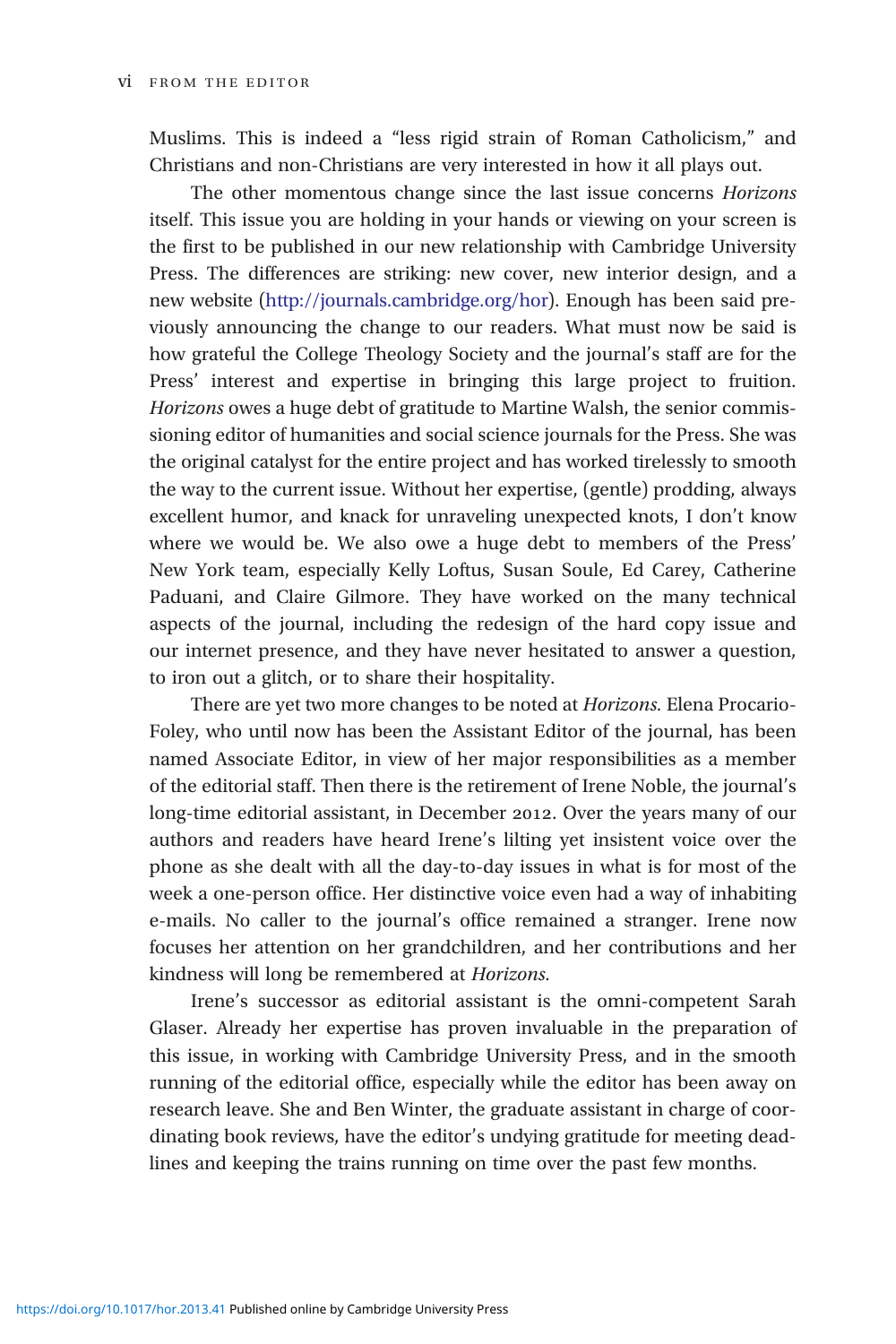Muslims. This is indeed a "less rigid strain of Roman Catholicism," and Christians and non-Christians are very interested in how it all plays out.

The other momentous change since the last issue concerns *Horizons* itself. This issue you are holding in your hands or viewing on your screen is the first to be published in our new relationship with Cambridge University Press. The differences are striking: new cover, new interior design, and a new website (http://journals.cambridge.org/hor). Enough has been said previously announcing the change to our readers. What must now be said is how grateful the College Theology Society and the journal's staff are for the Press' interest and expertise in bringing this large project to fruition. *Horizons* owes a huge debt of gratitude to Martine Walsh, the senior commissioning editor of humanities and social science journals for the Press. She was the original catalyst for the entire project and has worked tirelessly to smooth the way to the current issue. Without her expertise, (gentle) prodding, always excellent humor, and knack for unraveling unexpected knots, I don't know where we would be. We also owe a huge debt to members of the Press' New York team, especially Kelly Loftus, Susan Soule, Ed Carey, Catherine Paduani, and Claire Gilmore. They have worked on the many technical aspects of the journal, including the redesign of the hard copy issue and our internet presence, and they have never hesitated to answer a question, to iron out a glitch, or to share their hospitality.

There are yet two more changes to be noted at *Horizons.* Elena Procario-Foley, who until now has been the Assistant Editor of the journal, has been named Associate Editor, in view of her major responsibilities as a member of the editorial staff. Then there is the retirement of Irene Noble, the journal's long-time editorial assistant, in December 2012. Over the years many of our authors and readers have heard Irene's lilting yet insistent voice over the phone as she dealt with all the day-to-day issues in what is for most of the week a one-person office. Her distinctive voice even had a way of inhabiting e-mails. No caller to the journal's office remained a stranger. Irene now focuses her attention on her grandchildren, and her contributions and her kindness will long be remembered at *Horizons.*

Irene's successor as editorial assistant is the omni-competent Sarah Glaser. Already her expertise has proven invaluable in the preparation of this issue, in working with Cambridge University Press, and in the smooth running of the editorial office, especially while the editor has been away on research leave. She and Ben Winter, the graduate assistant in charge of coordinating book reviews, have the editor's undying gratitude for meeting deadlines and keeping the trains running on time over the past few months.